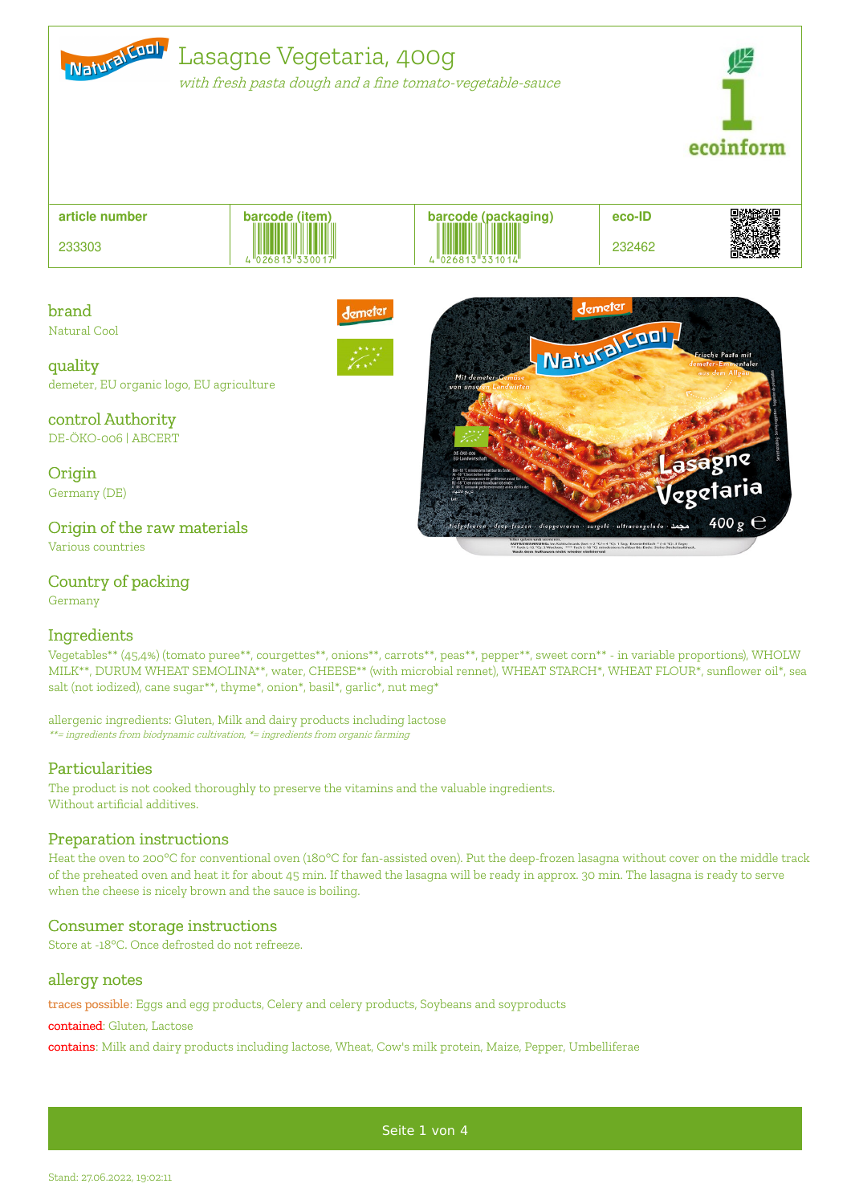# Lasagne Vegetaria, 400g

*with fresh pasta dough and a fine tomato-vegetable-sauce*

| article number | barcode (item) | barcode (packaging) | eco-ID |
|---|---|---|---|
| 233303 | 4 026813 330017 | 4 026813 331014 | 232462 |

## brand

Natural Cool

## quality

demeter, EU organic logo, EU agriculture

## control Authority

DE-ÖKO-006 | ABCERT

## Origin

Germany (DE)

## Origin of the raw materials

Various countries

## Country of packing

Germany

## Ingredients

Vegetables** (45,4%) (tomato puree**, courgettes**, onions**, carrots**, peas**, pepper**, sweet corn** - in variable proportions), WHOLW MILK**, DURUM WHEAT SEMOLINA**, water, CHEESE** (with microbial rennet), WHEAT STARCH*, WHEAT FLOUR*, sunflower oil*, sea salt (not iodized), cane sugar**, thyme*, onion*, basil*, garlic*, nut meg*

allergenic ingredients: Gluten, Milk and dairy products including lactose

*\*\*= ingredients from biodynamic cultivation, \*= ingredients from organic farming*

## Particularities

The product is not cooked thoroughly to preserve the vitamins and the valuable ingredients.
Without artificial additives.

## Preparation instructions

Heat the oven to 200°C for conventional oven (180°C for fan-assisted oven). Put the deep-frozen lasagna without cover on the middle track of the preheated oven and heat it for about 45 min. If thawed the lasagna will be ready in approx. 30 min. The lasagna is ready to serve when the cheese is nicely brown and the sauce is boiling.

## Consumer storage instructions

Store at -18°C. Once defrosted do not refreeze.

## allergy notes

traces possible: Eggs and egg products, Celery and celery products, Soybeans and soyproducts

contained: Gluten, Lactose

contains: Milk and dairy products including lactose, Wheat, Cow's milk protein, Maize, Pepper, Umbelliferae

Stand: 27.06.2022, 19:02:11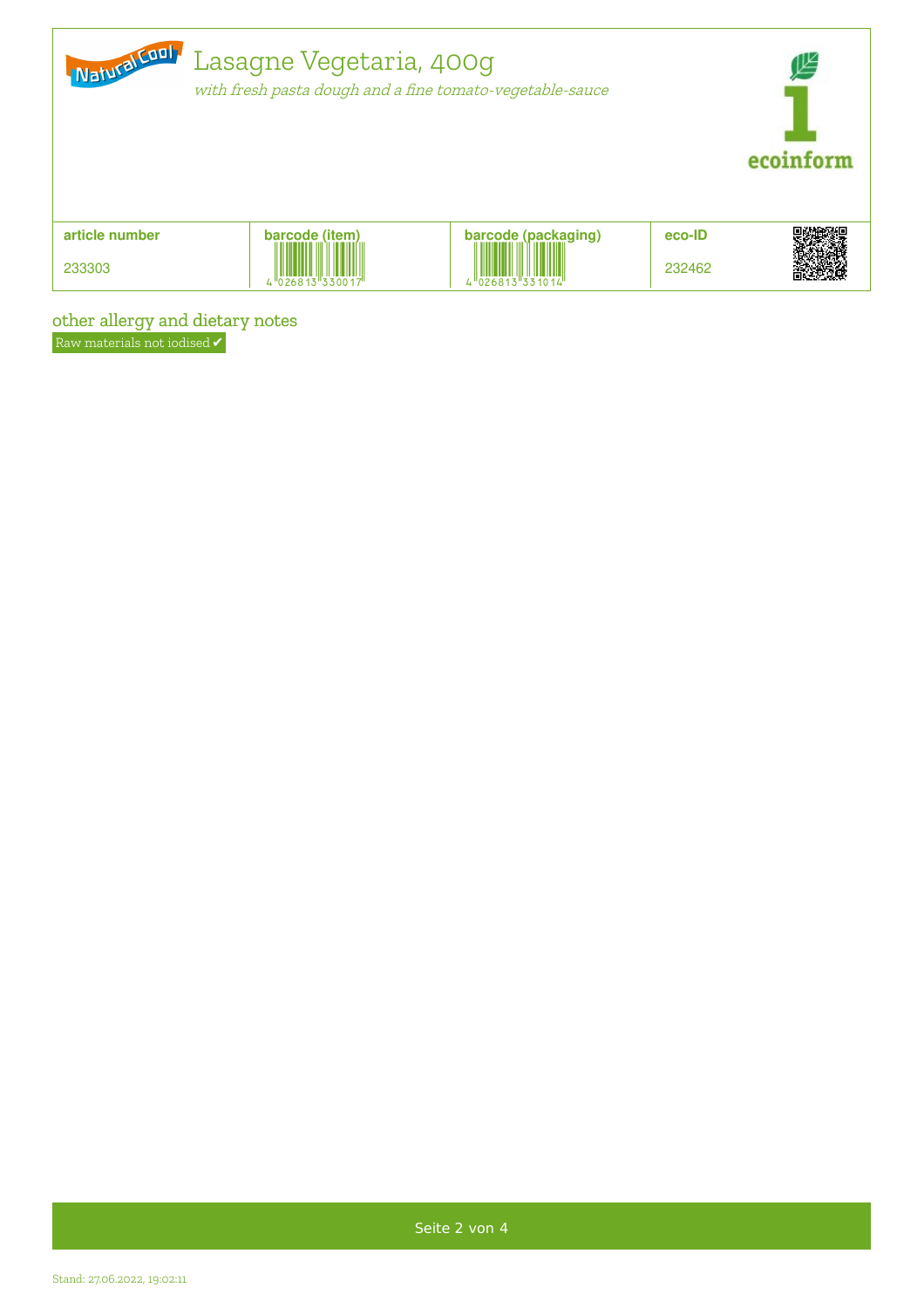# Lasagne Vegetaria, 400g

*with fresh pasta dough and a fine tomato-vegetable-sauce*

| article number | barcode (item) | barcode (packaging) | eco-ID |
|---|---|---|---|
| 233303 | 4 026813 330017 | 4 026813 331014 | 232462 |

## other allergy and dietary notes

Raw materials not iodised ✔

Stand: 27.06.2022, 19:02:11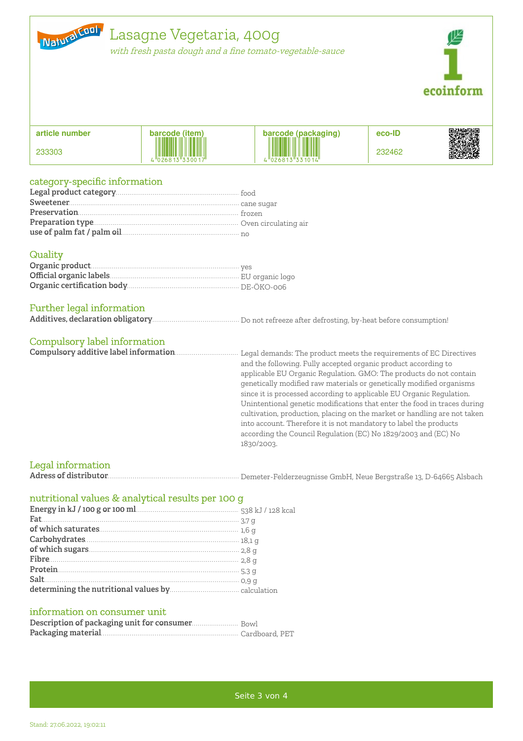# Lasagne Vegetaria, 400g

*with fresh pasta dough and a fine tomato-vegetable-sauce*

| article number | barcode (item) | barcode (packaging) | eco-ID |
|---|---|---|---|
| 233303 | 4 026813 330017 | 4 026813 331014 | 232462 |

## category-specific information

**Legal product category** food
**Sweetener** cane sugar
**Preservation** frozen
**Preparation type** Oven circulating air
**use of palm fat / palm oil** no

## Quality

**Organic product** yes
**Official organic labels** EU organic logo
**Organic certification body** DE-ÖKO-006

## Further legal information

**Additives, declaration obligatory** Do not refreeze after defrosting, by-heat before consumption!

## Compulsory label information

**Compulsory additive label information** Legal demands: The product meets the requirements of EC Directives and the following. Fully accepted organic product according to applicable EU Organic Regulation. GMO: The products do not contain genetically modified raw materials or genetically modified organisms since it is processed according to applicable EU Organic Regulation. Unintentional genetic modifications that enter the food in traces during cultivation, production, placing on the market or handling are not taken into account. Therefore it is not mandatory to label the products according the Council Regulation (EC) No 1829/2003 and (EC) No 1830/2003.

## Legal information

**Adress of distributor** Demeter-Felderzeugnisse GmbH, Neue Bergstraße 13, D-64665 Alsbach

## nutritional values & analytical results per 100 g

**Energy in kJ / 100 g or 100 ml** 538 kJ / 128 kcal
**Fat** 3,7 g
**of which saturates** 1,6 g
**Carbohydrates** 18,1 g
**of which sugars** 2,8 g
**Fibre** 2,8 g
**Protein** 5,3 g
**Salt** 0,9 g
**determining the nutritional values by** calculation

## information on consumer unit

**Description of packaging unit for consumer** Bowl
**Packaging material** Cardboard, PET

Stand: 27.06.2022, 19:02:11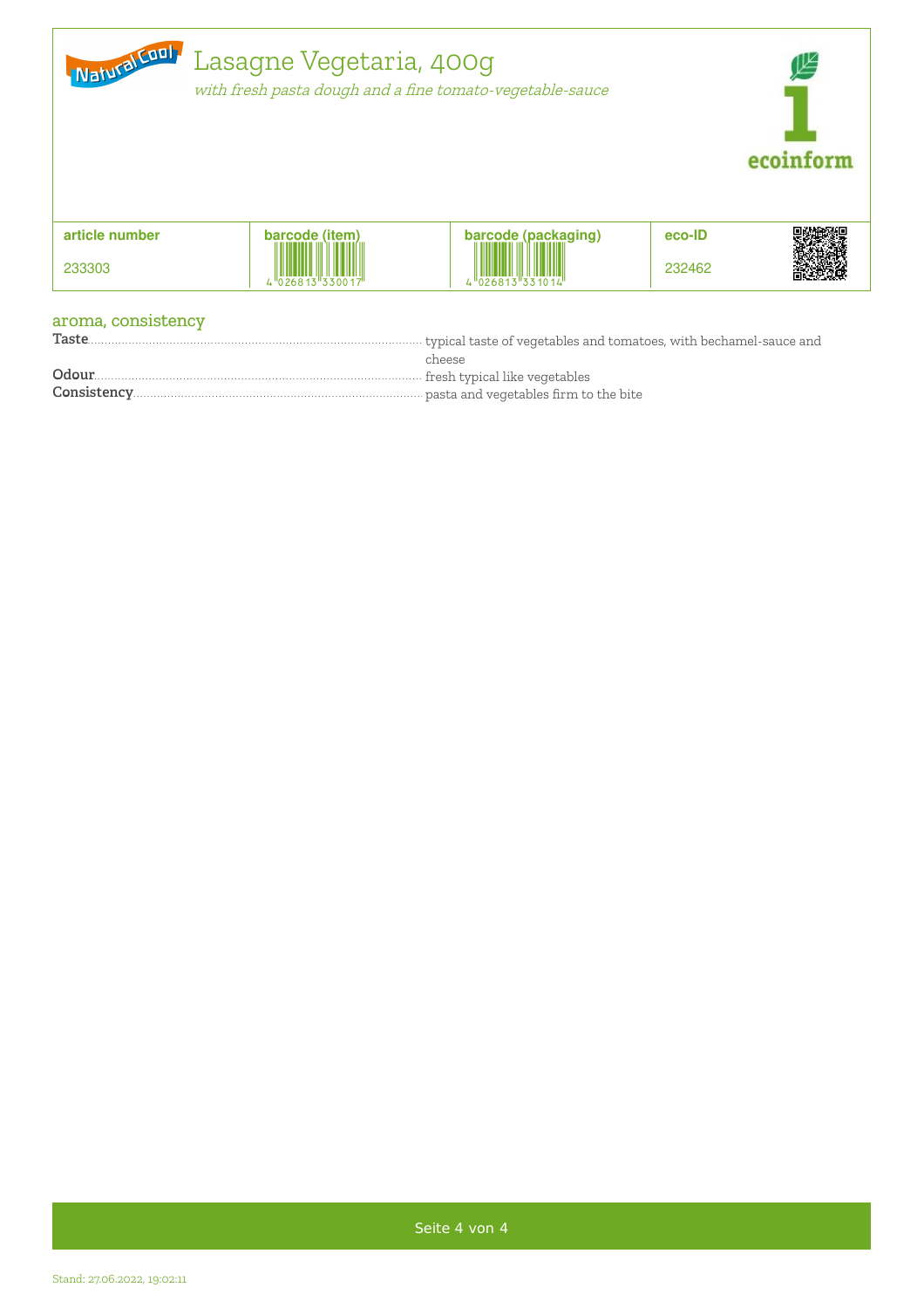# Lasagne Vegetaria, 400g

*with fresh pasta dough and a fine tomato-vegetable-sauce*

ecoinform

| article number | barcode (item) | barcode (packaging) | eco-ID |
|---|---|---|---|
| 233303 | 4 026813 330017 | 4 026813 331014 | 232462 |

## aroma, consistency

| | |
|---|---|
| **Taste** | typical taste of vegetables and tomatoes, with bechamel-sauce and cheese |
| **Odour** | fresh typical like vegetables |
| **Consistency** | pasta and vegetables firm to the bite |

Stand: 27.06.2022, 19:02:11